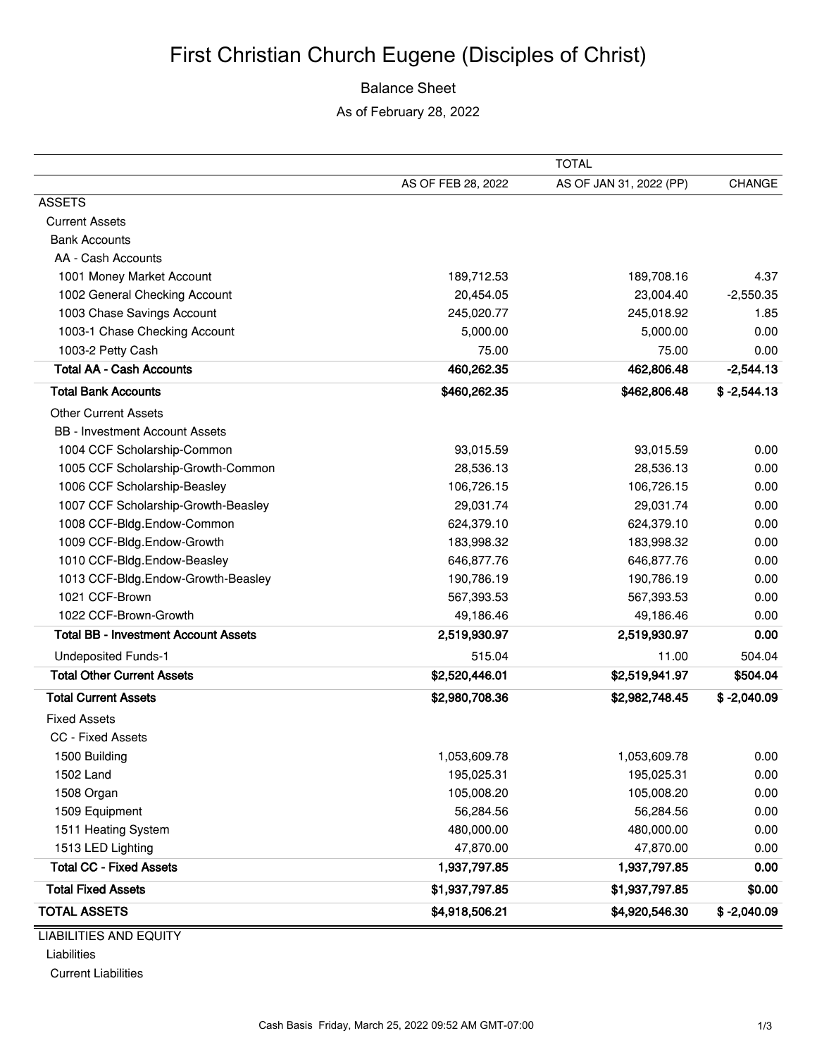# First Christian Church Eugene (Disciples of Christ)

## Balance Sheet

As of February 28, 2022

| | TOTAL | | |
|---|---|---|---|
| | AS OF FEB 28, 2022 | AS OF JAN 31, 2022 (PP) | CHANGE |
| ASSETS | | | |
| Current Assets | | | |
| Bank Accounts | | | |
| AA - Cash Accounts | | | |
| 1001 Money Market Account | 189,712.53 | 189,708.16 | 4.37 |
| 1002 General Checking Account | 20,454.05 | 23,004.40 | -2,550.35 |
| 1003 Chase Savings Account | 245,020.77 | 245,018.92 | 1.85 |
| 1003-1 Chase Checking Account | 5,000.00 | 5,000.00 | 0.00 |
| 1003-2 Petty Cash | 75.00 | 75.00 | 0.00 |
| **Total AA - Cash Accounts** | **460,262.35** | **462,806.48** | **-2,544.13** |
| **Total Bank Accounts** | **$460,262.35** | **$462,806.48** | **$ -2,544.13** |
| Other Current Assets | | | |
| BB - Investment Account Assets | | | |
| 1004 CCF Scholarship-Common | 93,015.59 | 93,015.59 | 0.00 |
| 1005 CCF Scholarship-Growth-Common | 28,536.13 | 28,536.13 | 0.00 |
| 1006 CCF Scholarship-Beasley | 106,726.15 | 106,726.15 | 0.00 |
| 1007 CCF Scholarship-Growth-Beasley | 29,031.74 | 29,031.74 | 0.00 |
| 1008 CCF-Bldg.Endow-Common | 624,379.10 | 624,379.10 | 0.00 |
| 1009 CCF-Bldg.Endow-Growth | 183,998.32 | 183,998.32 | 0.00 |
| 1010 CCF-Bldg.Endow-Beasley | 646,877.76 | 646,877.76 | 0.00 |
| 1013 CCF-Bldg.Endow-Growth-Beasley | 190,786.19 | 190,786.19 | 0.00 |
| 1021 CCF-Brown | 567,393.53 | 567,393.53 | 0.00 |
| 1022 CCF-Brown-Growth | 49,186.46 | 49,186.46 | 0.00 |
| **Total BB - Investment Account Assets** | **2,519,930.97** | **2,519,930.97** | **0.00** |
| Undeposited Funds-1 | 515.04 | 11.00 | 504.04 |
| **Total Other Current Assets** | **$2,520,446.01** | **$2,519,941.97** | **$504.04** |
| **Total Current Assets** | **$2,980,708.36** | **$2,982,748.45** | **$ -2,040.09** |
| Fixed Assets | | | |
| CC - Fixed Assets | | | |
| 1500 Building | 1,053,609.78 | 1,053,609.78 | 0.00 |
| 1502 Land | 195,025.31 | 195,025.31 | 0.00 |
| 1508 Organ | 105,008.20 | 105,008.20 | 0.00 |
| 1509 Equipment | 56,284.56 | 56,284.56 | 0.00 |
| 1511 Heating System | 480,000.00 | 480,000.00 | 0.00 |
| 1513 LED Lighting | 47,870.00 | 47,870.00 | 0.00 |
| **Total CC - Fixed Assets** | **1,937,797.85** | **1,937,797.85** | **0.00** |
| **Total Fixed Assets** | **$1,937,797.85** | **$1,937,797.85** | **$0.00** |
| **TOTAL ASSETS** | **$4,918,506.21** | **$4,920,546.30** | **$ -2,040.09** |
| LIABILITIES AND EQUITY | | | |
| Liabilities | | | |
| Current Liabilities | | | |

Cash Basis Friday, March 25, 2022 09:52 AM GMT-07:00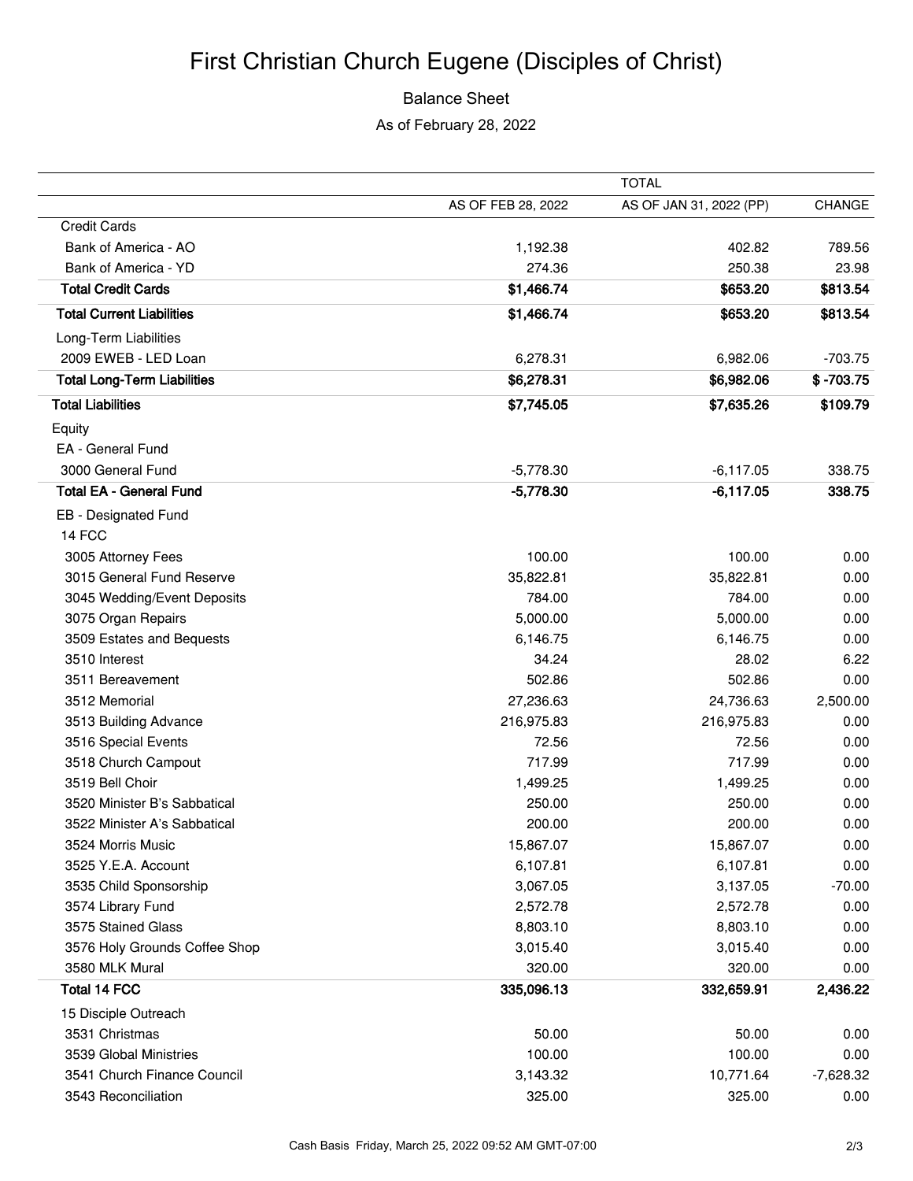# First Christian Church Eugene (Disciples of Christ)

Balance Sheet

As of February 28, 2022

| | TOTAL | | |
|---|---|---|---|
| | AS OF FEB 28, 2022 | AS OF JAN 31, 2022 (PP) | CHANGE |
| Credit Cards | | | |
| Bank of America - AO | 1,192.38 | 402.82 | 789.56 |
| Bank of America - YD | 274.36 | 250.38 | 23.98 |
| **Total Credit Cards** | **$1,466.74** | **$653.20** | **$813.54** |
| **Total Current Liabilities** | **$1,466.74** | **$653.20** | **$813.54** |
| Long-Term Liabilities | | | |
| 2009 EWEB - LED Loan | 6,278.31 | 6,982.06 | -703.75 |
| **Total Long-Term Liabilities** | **$6,278.31** | **$6,982.06** | **$ -703.75** |
| **Total Liabilities** | **$7,745.05** | **$7,635.26** | **$109.79** |
| Equity | | | |
| EA - General Fund | | | |
| 3000 General Fund | -5,778.30 | -6,117.05 | 338.75 |
| **Total EA - General Fund** | **-5,778.30** | **-6,117.05** | **338.75** |
| EB - Designated Fund | | | |
| 14 FCC | | | |
| 3005 Attorney Fees | 100.00 | 100.00 | 0.00 |
| 3015 General Fund Reserve | 35,822.81 | 35,822.81 | 0.00 |
| 3045 Wedding/Event Deposits | 784.00 | 784.00 | 0.00 |
| 3075 Organ Repairs | 5,000.00 | 5,000.00 | 0.00 |
| 3509 Estates and Bequests | 6,146.75 | 6,146.75 | 0.00 |
| 3510 Interest | 34.24 | 28.02 | 6.22 |
| 3511 Bereavement | 502.86 | 502.86 | 0.00 |
| 3512 Memorial | 27,236.63 | 24,736.63 | 2,500.00 |
| 3513 Building Advance | 216,975.83 | 216,975.83 | 0.00 |
| 3516 Special Events | 72.56 | 72.56 | 0.00 |
| 3518 Church Campout | 717.99 | 717.99 | 0.00 |
| 3519 Bell Choir | 1,499.25 | 1,499.25 | 0.00 |
| 3520 Minister B's Sabbatical | 250.00 | 250.00 | 0.00 |
| 3522 Minister A's Sabbatical | 200.00 | 200.00 | 0.00 |
| 3524 Morris Music | 15,867.07 | 15,867.07 | 0.00 |
| 3525 Y.E.A. Account | 6,107.81 | 6,107.81 | 0.00 |
| 3535 Child Sponsorship | 3,067.05 | 3,137.05 | -70.00 |
| 3574 Library Fund | 2,572.78 | 2,572.78 | 0.00 |
| 3575 Stained Glass | 8,803.10 | 8,803.10 | 0.00 |
| 3576 Holy Grounds Coffee Shop | 3,015.40 | 3,015.40 | 0.00 |
| 3580 MLK Mural | 320.00 | 320.00 | 0.00 |
| **Total 14 FCC** | **335,096.13** | **332,659.91** | **2,436.22** |
| 15 Disciple Outreach | | | |
| 3531 Christmas | 50.00 | 50.00 | 0.00 |
| 3539 Global Ministries | 100.00 | 100.00 | 0.00 |
| 3541 Church Finance Council | 3,143.32 | 10,771.64 | -7,628.32 |
| 3543 Reconciliation | 325.00 | 325.00 | 0.00 |

Cash Basis Friday, March 25, 2022 09:52 AM GMT-07:00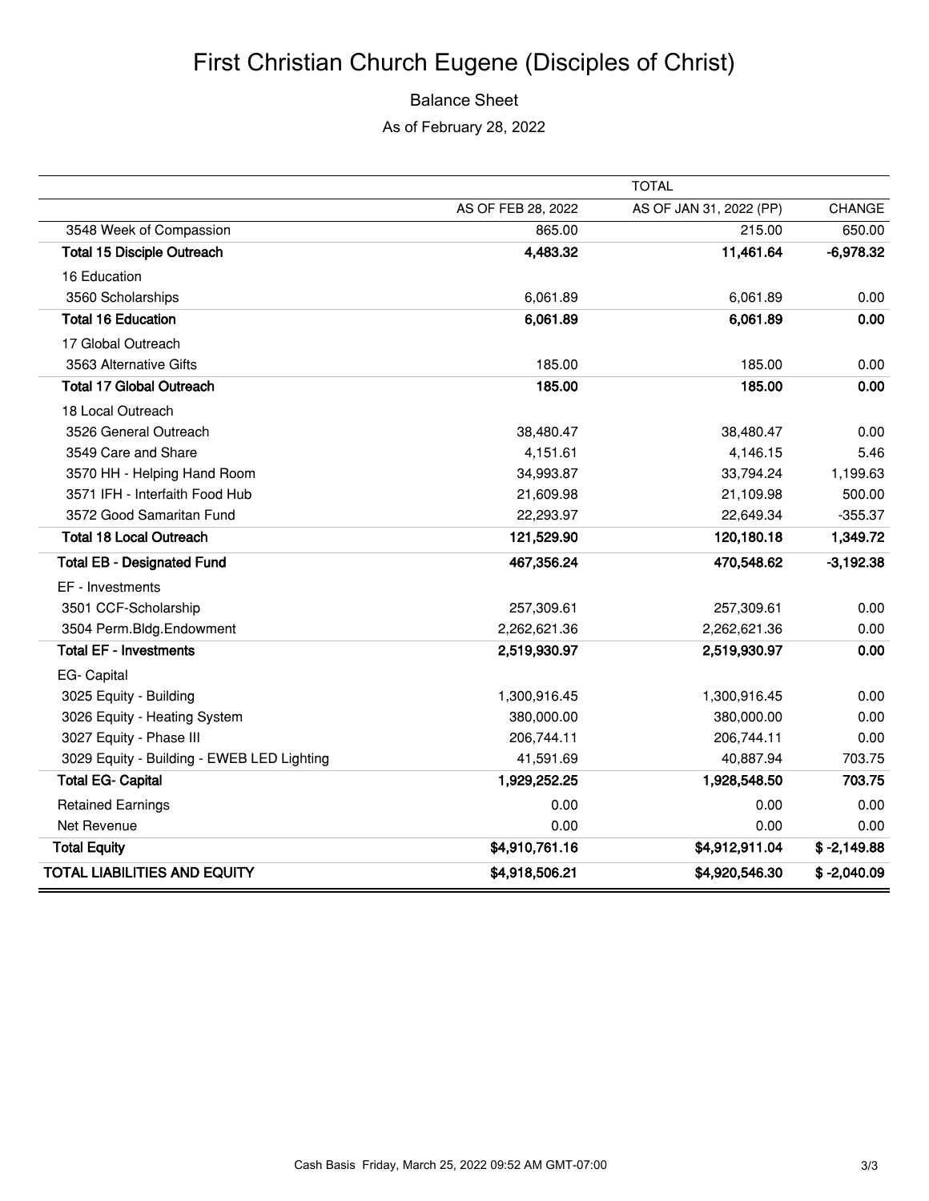# First Christian Church Eugene (Disciples of Christ)

Balance Sheet

As of February 28, 2022

| | TOTAL | | |
|---|---|---|---|
| | AS OF FEB 28, 2022 | AS OF JAN 31, 2022 (PP) | CHANGE |
| 3548 Week of Compassion | 865.00 | 215.00 | 650.00 |
| **Total 15 Disciple Outreach** | **4,483.32** | **11,461.64** | **-6,978.32** |
| 16 Education | | | |
| 3560 Scholarships | 6,061.89 | 6,061.89 | 0.00 |
| **Total 16 Education** | **6,061.89** | **6,061.89** | **0.00** |
| 17 Global Outreach | | | |
| 3563 Alternative Gifts | 185.00 | 185.00 | 0.00 |
| **Total 17 Global Outreach** | **185.00** | **185.00** | **0.00** |
| 18 Local Outreach | | | |
| 3526 General Outreach | 38,480.47 | 38,480.47 | 0.00 |
| 3549 Care and Share | 4,151.61 | 4,146.15 | 5.46 |
| 3570 HH - Helping Hand Room | 34,993.87 | 33,794.24 | 1,199.63 |
| 3571 IFH - Interfaith Food Hub | 21,609.98 | 21,109.98 | 500.00 |
| 3572 Good Samaritan Fund | 22,293.97 | 22,649.34 | -355.37 |
| **Total 18 Local Outreach** | **121,529.90** | **120,180.18** | **1,349.72** |
| **Total EB - Designated Fund** | **467,356.24** | **470,548.62** | **-3,192.38** |
| EF - Investments | | | |
| 3501 CCF-Scholarship | 257,309.61 | 257,309.61 | 0.00 |
| 3504 Perm.Bldg.Endowment | 2,262,621.36 | 2,262,621.36 | 0.00 |
| **Total EF - Investments** | **2,519,930.97** | **2,519,930.97** | **0.00** |
| EG- Capital | | | |
| 3025 Equity - Building | 1,300,916.45 | 1,300,916.45 | 0.00 |
| 3026 Equity - Heating System | 380,000.00 | 380,000.00 | 0.00 |
| 3027 Equity - Phase III | 206,744.11 | 206,744.11 | 0.00 |
| 3029 Equity - Building - EWEB LED Lighting | 41,591.69 | 40,887.94 | 703.75 |
| **Total EG- Capital** | **1,929,252.25** | **1,928,548.50** | **703.75** |
| Retained Earnings | 0.00 | 0.00 | 0.00 |
| Net Revenue | 0.00 | 0.00 | 0.00 |
| **Total Equity** | **$4,910,761.16** | **$4,912,911.04** | **$ -2,149.88** |
| **TOTAL LIABILITIES AND EQUITY** | **$4,918,506.21** | **$4,920,546.30** | **$ -2,040.09** |

Cash Basis Friday, March 25, 2022 09:52 AM GMT-07:00